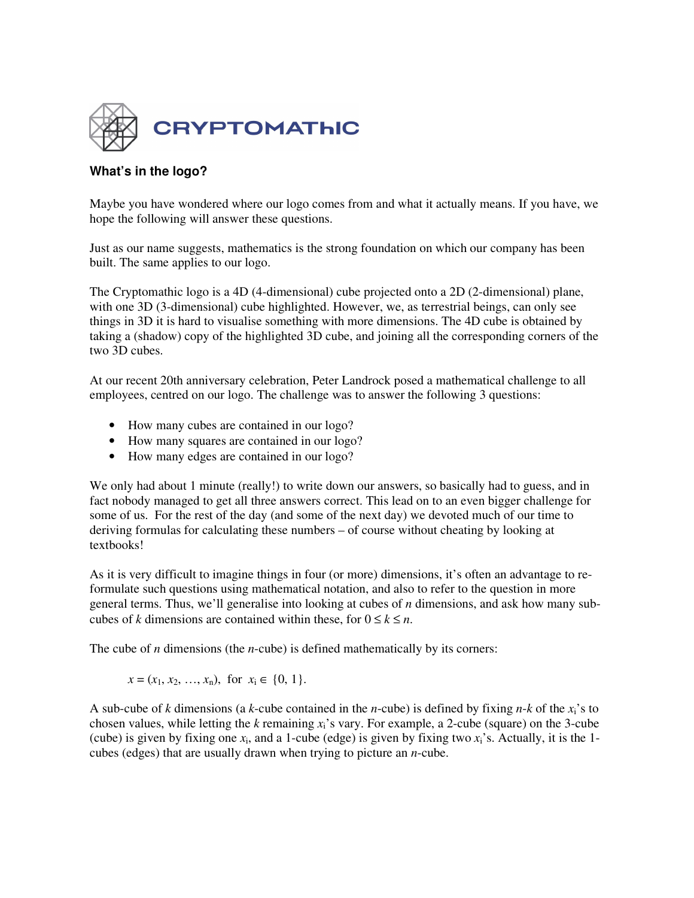CRYPTOMAThIC

### What's in the logo?

Maybe you have wondered where our logo comes from and what it actually means. If you have, we hope the following will answer these questions.

Just as our name suggests, mathematics is the strong foundation on which our company has been built. The same applies to our logo.

The Cryptomathic logo is a 4D (4-dimensional) cube projected onto a 2D (2-dimensional) plane, with one 3D (3-dimensional) cube highlighted. However, we, as terrestrial beings, can only see things in 3D it is hard to visualise something with more dimensions. The 4D cube is obtained by taking a (shadow) copy of the highlighted 3D cube, and joining all the corresponding corners of the two 3D cubes.

At our recent 20th anniversary celebration, Peter Landrock posed a mathematical challenge to all employees, centred on our logo. The challenge was to answer the following 3 questions:

- How many cubes are contained in our logo?
- How many squares are contained in our logo?
- How many edges are contained in our logo?

We only had about 1 minute (really!) to write down our answers, so basically had to guess, and in fact nobody managed to get all three answers correct. This lead on to an even bigger challenge for some of us. For the rest of the day (and some of the next day) we devoted much of our time to deriving formulas for calculating these numbers – of course without cheating by looking at textbooks!

As it is very difficult to imagine things in four (or more) dimensions, it's often an advantage to re-formulate such questions using mathematical notation, and also to refer to the question in more general terms. Thus, we'll generalise into looking at cubes of $n$ dimensions, and ask how many sub-cubes of $k$ dimensions are contained within these, for $0 \le k \le n$.

The cube of $n$ dimensions (the $n$-cube) is defined mathematically by its corners:

$$x = (x_1, x_2, \ldots, x_n), \text{ for } x_i \in \{0, 1\}.$$

A sub-cube of $k$ dimensions (a $k$-cube contained in the $n$-cube) is defined by fixing $n$-$k$ of the $x_i$'s to chosen values, while letting the $k$ remaining $x_i$'s vary. For example, a 2-cube (square) on the 3-cube (cube) is given by fixing one $x_i$, and a 1-cube (edge) is given by fixing two $x_i$'s. Actually, it is the 1-cubes (edges) that are usually drawn when trying to picture an $n$-cube.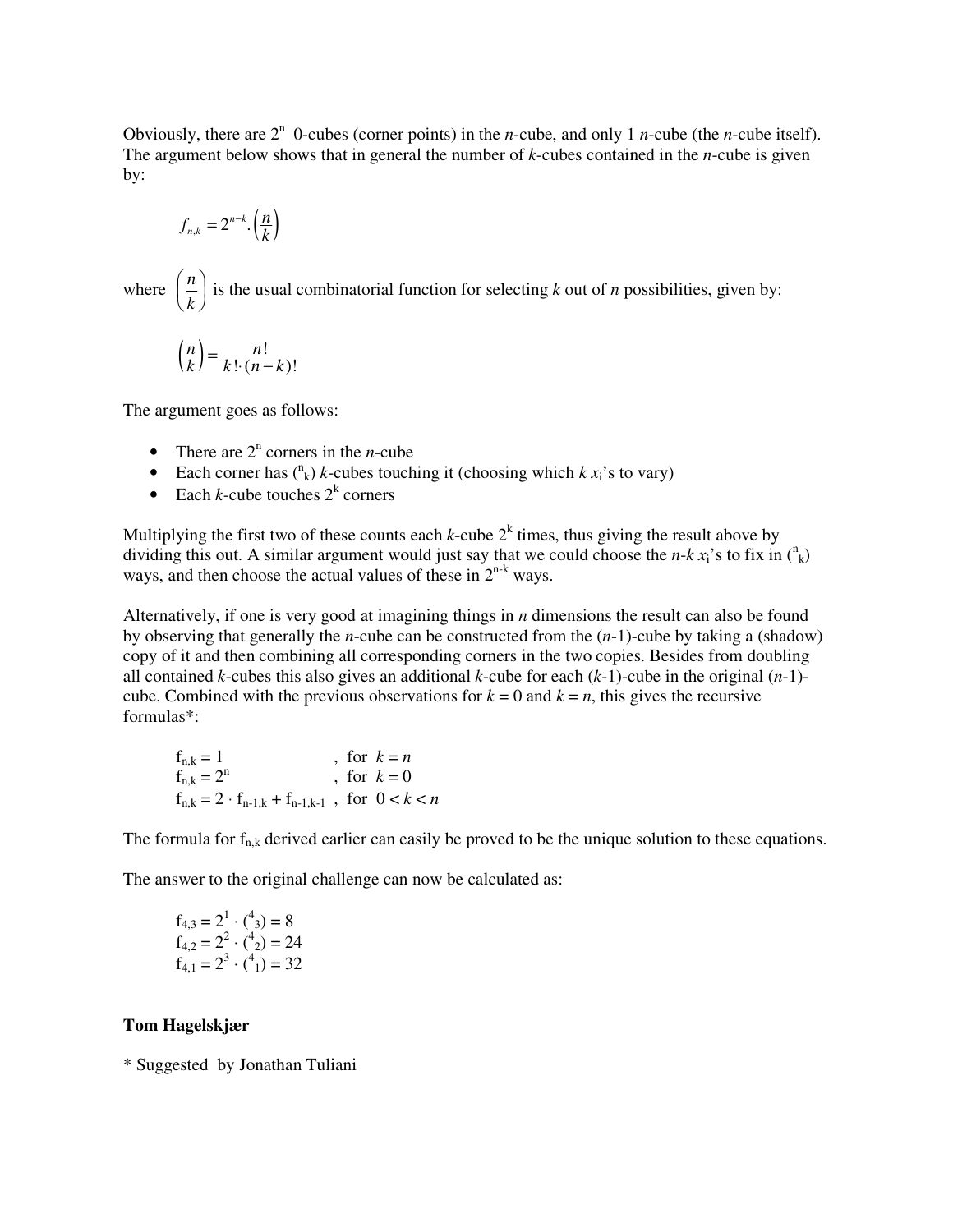Obviously, there are $2^n$ 0-cubes (corner points) in the *n*-cube, and only 1 *n*-cube (the *n*-cube itself). The argument below shows that in general the number of *k*-cubes contained in the *n*-cube is given by:

$$f_{n,k} = 2^{n-k} \cdot \binom{n}{k}$$

where $\binom{n}{k}$ is the usual combinatorial function for selecting *k* out of *n* possibilities, given by:

$$\binom{n}{k} = \frac{n!}{k! \cdot (n-k)!}$$

The argument goes as follows:

- There are $2^n$ corners in the *n*-cube
- Each corner has $\binom{n}{k}$ *k*-cubes touching it (choosing which *k* $x_i$'s to vary)
- Each *k*-cube touches $2^k$ corners

Multiplying the first two of these counts each *k*-cube $2^k$ times, thus giving the result above by dividing this out. A similar argument would just say that we could choose the *n*-*k* $x_i$'s to fix in $\binom{n}{k}$ ways, and then choose the actual values of these in $2^{n-k}$ ways.

Alternatively, if one is very good at imagining things in *n* dimensions the result can also be found by observing that generally the *n*-cube can be constructed from the (*n*-1)-cube by taking a (shadow) copy of it and then combining all corresponding corners in the two copies. Besides from doubling all contained *k*-cubes this also gives an additional *k*-cube for each (*k*-1)-cube in the original (*n*-1)-cube. Combined with the previous observations for *k* = 0 and *k* = *n*, this gives the recursive formulas*:

$$f_{n,k} = 1 \quad , \text{ for } k = n$$
$$f_{n,k} = 2^n \quad , \text{ for } k = 0$$
$$f_{n,k} = 2 \cdot f_{n-1,k} + f_{n-1,k-1} \quad , \text{ for } 0 < k < n$$

The formula for $f_{n,k}$ derived earlier can easily be proved to be the unique solution to these equations.

The answer to the original challenge can now be calculated as:

$$f_{4,3} = 2^1 \cdot \binom{4}{3} = 8$$
$$f_{4,2} = 2^2 \cdot \binom{4}{2} = 24$$
$$f_{4,1} = 2^3 \cdot \binom{4}{1} = 32$$

**Tom Hagelskjær**

* Suggested by Jonathan Tuliani